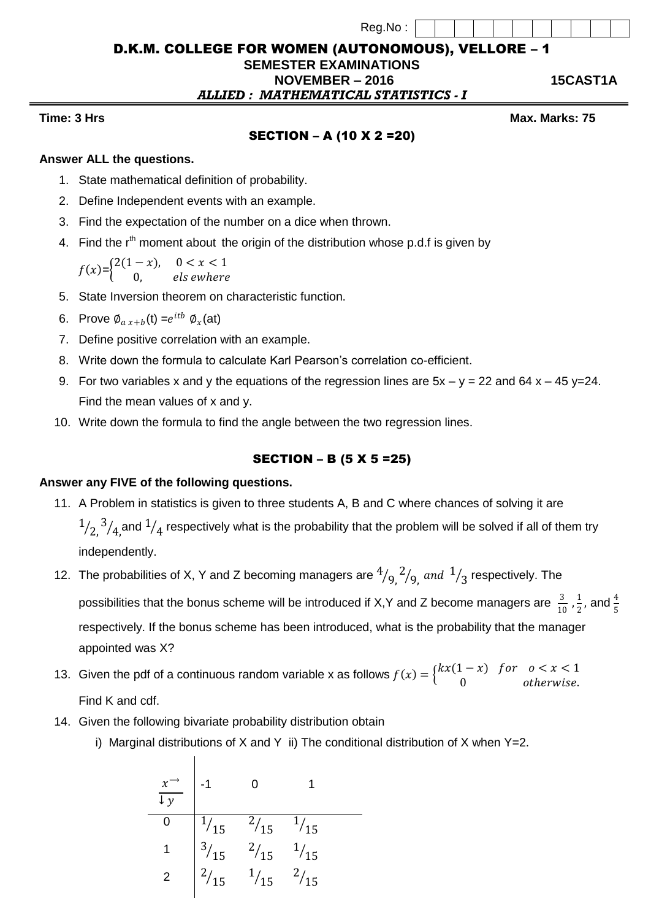Reg.No :

# D.K.M. COLLEGE FOR WOMEN (AUTONOMOUS), VELLORE – 1

**SEMESTER EXAMINATIONS**

**NOVEMBER – 2016** **15CAST1A**

***ALLIED : MATHEMATICAL STATISTICS - I***

**Time: 3 Hrs** **Max. Marks: 75**

## SECTION – A (10 X 2 =20)

**Answer ALL the questions.**

1. State mathematical definition of probability.
2. Define Independent events with an example.
3. Find the expectation of the number on a dice when thrown.
4. Find the $r^{th}$ moment about the origin of the distribution whose p.d.f is given by
   $f(x)=\begin{cases} 2(1-x), & 0 < x < 1 \\ 0, & elsewhere \end{cases}$
5. State Inversion theorem on characteristic function.
6. Prove $\emptyset_{a\,x+b}(t) = e^{itb}\ \emptyset_x(at)$
7. Define positive correlation with an example.
8. Write down the formula to calculate Karl Pearson's correlation co-efficient.
9. For two variables x and y the equations of the regression lines are 5x – y = 22 and 64 x – 45 y=24. Find the mean values of x and y.
10. Write down the formula to find the angle between the two regression lines.

## SECTION – B (5 X 5 =25)

**Answer any FIVE of the following questions.**

11. A Problem in statistics is given to three students A, B and C where chances of solving it are $1/2,\ 3/4,$ and $1/4$ respectively what is the probability that the problem will be solved if all of them try independently.
12. The probabilities of X, Y and Z becoming managers are $4/9,\ 2/9,\ and\ 1/3$ respectively. The possibilities that the bonus scheme will be introduced if X,Y and Z become managers are $\frac{3}{10}$ , $\frac{1}{2}$, and $\frac{4}{5}$ respectively. If the bonus scheme has been introduced, what is the probability that the manager appointed was X?
13. Given the pdf of a continuous random variable x as follows $f(x) = \begin{cases} kx(1-x) & for \quad o < x < 1 \\ 0 & otherwise. \end{cases}$
    Find K and cdf.
14. Given the following bivariate probability distribution obtain
    i) Marginal distributions of X and Y ii) The conditional distribution of X when Y=2.

| $x \rightarrow$ / $\downarrow y$ | -1 | 0 | 1 |
|---|---|---|---|
| 0 | $1/15$ | $2/15$ | $1/15$ |
| 1 | $3/15$ | $2/15$ | $1/15$ |
| 2 | $2/15$ | $1/15$ | $2/15$ |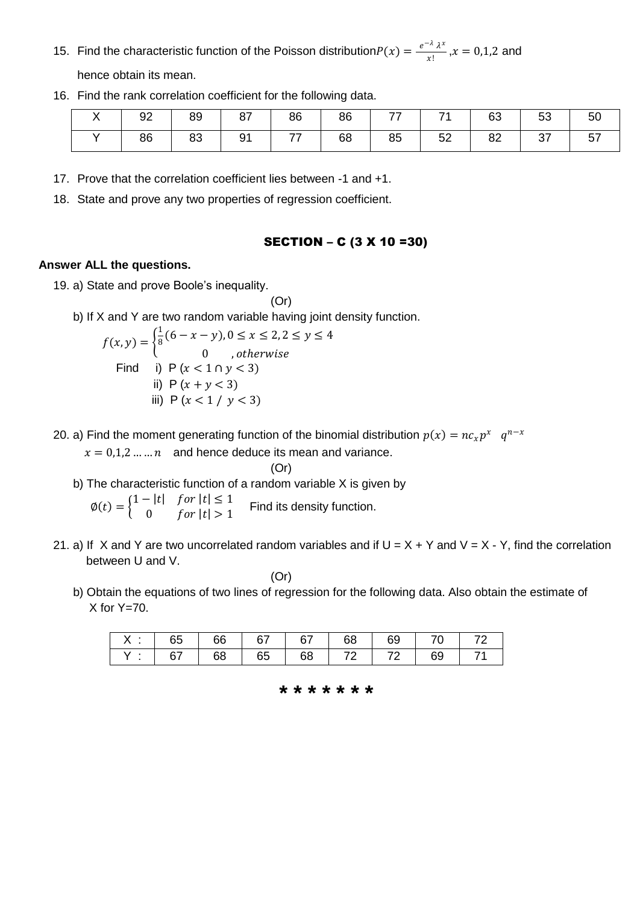15. Find the characteristic function of the Poisson distribution $P(x) = \frac{e^{-\lambda}\lambda^x}{x!}$, $x = 0,1,2$ and hence obtain its mean.

16. Find the rank correlation coefficient for the following data.

| X | 92 | 89 | 87 | 86 | 86 | 77 | 71 | 63 | 53 | 50 |
|---|---|---|---|---|---|---|---|---|---|---|
| Y | 86 | 83 | 91 | 77 | 68 | 85 | 52 | 82 | 37 | 57 |

17. Prove that the correlation coefficient lies between -1 and +1.

18. State and prove any two properties of regression coefficient.

## SECTION – C (3 X 10 =30)

**Answer ALL the questions.**

19. a) State and prove Boole's inequality.

(Or)

b) If X and Y are two random variable having joint density function.

$$f(x,y) = \begin{cases} \frac{1}{8}(6 - x - y), 0 \le x \le 2, 2 \le y \le 4 \\ 0 \quad , otherwise \end{cases}$$

Find i) P $(x < 1 \cap y < 3)$

ii) P $(x + y < 3)$

iii) P $(x < 1 \,/\, y < 3)$

20. a) Find the moment generating function of the binomial distribution $p(x) = nc_x p^x \quad q^{n-x}$ $x = 0,1,2 \dots \dots n$ and hence deduce its mean and variance.

(Or)

b) The characteristic function of a random variable X is given by

$$\emptyset(t) = \begin{cases} 1 - |t| & for\ |t| \le 1 \\ 0 & for\ |t| > 1 \end{cases}$$ Find its density function.

21. a) If X and Y are two uncorrelated random variables and if U = X + Y and V = X - Y, find the correlation between U and V.

(Or)

b) Obtain the equations of two lines of regression for the following data. Also obtain the estimate of X for Y=70.

| X : | 65 | 66 | 67 | 67 | 68 | 69 | 70 | 72 |
|---|---|---|---|---|---|---|---|---|
| Y : | 67 | 68 | 65 | 68 | 72 | 72 | 69 | 71 |

*******